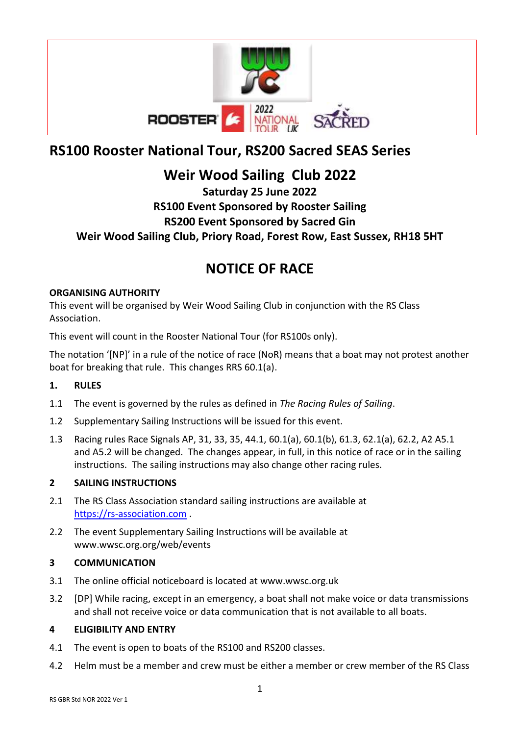# RS100 Rooster National Tour, RS200 Sacred SEAS Series

## Weir Wood Sailing Club 2022

**Saturday 25 June 2022**

**RS100 Event Sponsored by Rooster Sailing**

**RS200 Event Sponsored by Sacred Gin**

**Weir Wood Sailing Club, Priory Road, Forest Row, East Sussex, RH18 5HT**

## NOTICE OF RACE

**ORGANISING AUTHORITY**

This event will be organised by Weir Wood Sailing Club in conjunction with the RS Class Association.

This event will count in the Rooster National Tour (for RS100s only).

The notation '[NP]' in a rule of the notice of race (NoR) means that a boat may not protest another boat for breaking that rule. This changes RRS 60.1(a).

**1. RULES**

1.1 The event is governed by the rules as defined in *The Racing Rules of Sailing*.

1.2 Supplementary Sailing Instructions will be issued for this event.

1.3 Racing rules Race Signals AP, 31, 33, 35, 44.1, 60.1(a), 60.1(b), 61.3, 62.1(a), 62.2, A2 A5.1 and A5.2 will be changed. The changes appear, in full, in this notice of race or in the sailing instructions. The sailing instructions may also change other racing rules.

**2 SAILING INSTRUCTIONS**

2.1 The RS Class Association standard sailing instructions are available at https://rs-association.com .

2.2 The event Supplementary Sailing Instructions will be available at www.wwsc.org.org/web/events

**3 COMMUNICATION**

3.1 The online official noticeboard is located at www.wwsc.org.uk

3.2 [DP] While racing, except in an emergency, a boat shall not make voice or data transmissions and shall not receive voice or data communication that is not available to all boats.

**4 ELIGIBILITY AND ENTRY**

4.1 The event is open to boats of the RS100 and RS200 classes.

4.2 Helm must be a member and crew must be either a member or crew member of the RS Class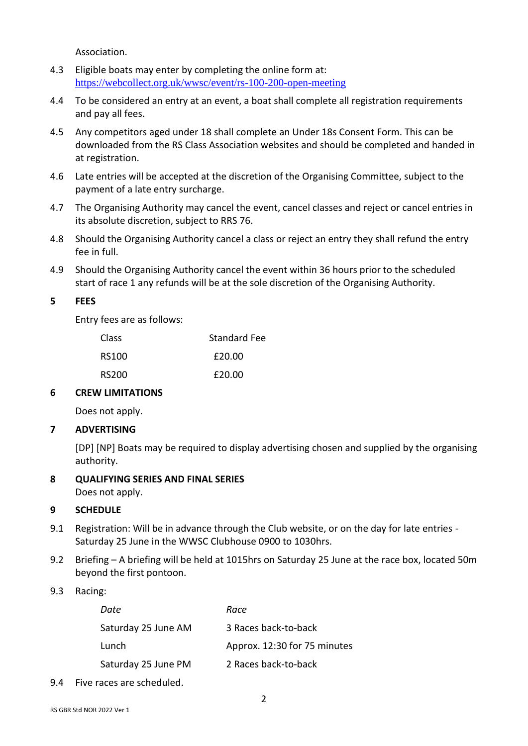Association.

4.3 Eligible boats may enter by completing the online form at: https://webcollect.org.uk/wwsc/event/rs-100-200-open-meeting

4.4 To be considered an entry at an event, a boat shall complete all registration requirements and pay all fees.

4.5 Any competitors aged under 18 shall complete an Under 18s Consent Form. This can be downloaded from the RS Class Association websites and should be completed and handed in at registration.

4.6 Late entries will be accepted at the discretion of the Organising Committee, subject to the payment of a late entry surcharge.

4.7 The Organising Authority may cancel the event, cancel classes and reject or cancel entries in its absolute discretion, subject to RRS 76.

4.8 Should the Organising Authority cancel a class or reject an entry they shall refund the entry fee in full.

4.9 Should the Organising Authority cancel the event within 36 hours prior to the scheduled start of race 1 any refunds will be at the sole discretion of the Organising Authority.

## 5 FEES

Entry fees are as follows:

| Class | Standard Fee |
|---|---|
| RS100 | £20.00 |
| RS200 | £20.00 |

## 6 CREW LIMITATIONS

Does not apply.

## 7 ADVERTISING

[DP] [NP] Boats may be required to display advertising chosen and supplied by the organising authority.

## 8 QUALIFYING SERIES AND FINAL SERIES

Does not apply.

## 9 SCHEDULE

9.1 Registration: Will be in advance through the Club website, or on the day for late entries - Saturday 25 June in the WWSC Clubhouse 0900 to 1030hrs.

9.2 Briefing – A briefing will be held at 1015hrs on Saturday 25 June at the race box, located 50m beyond the first pontoon.

9.3 Racing:

| *Date* | *Race* |
|---|---|
| Saturday 25 June AM | 3 Races back-to-back |
| Lunch | Approx. 12:30 for 75 minutes |
| Saturday 25 June PM | 2 Races back-to-back |

9.4 Five races are scheduled.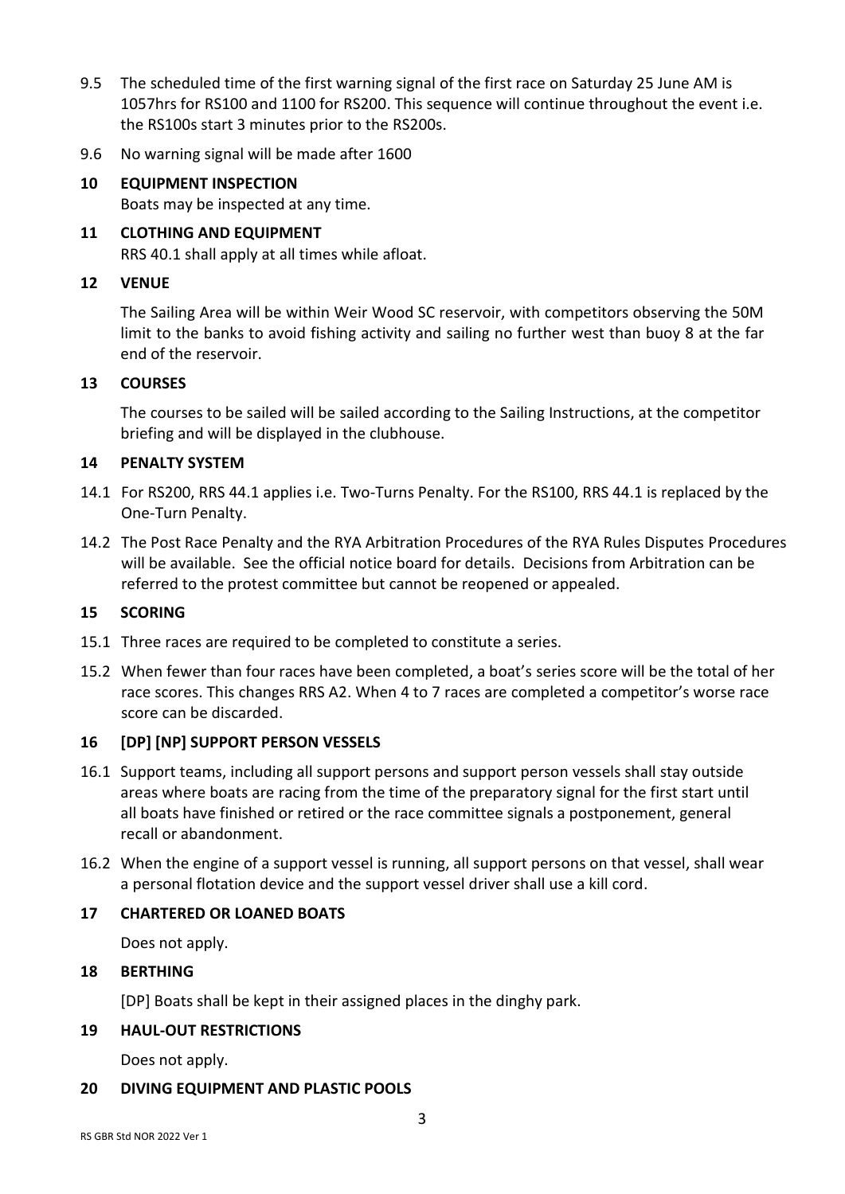9.5 The scheduled time of the first warning signal of the first race on Saturday 25 June AM is 1057hrs for RS100 and 1100 for RS200. This sequence will continue throughout the event i.e. the RS100s start 3 minutes prior to the RS200s.

9.6 No warning signal will be made after 1600

## 10 EQUIPMENT INSPECTION

Boats may be inspected at any time.

## 11 CLOTHING AND EQUIPMENT

RRS 40.1 shall apply at all times while afloat.

## 12 VENUE

The Sailing Area will be within Weir Wood SC reservoir, with competitors observing the 50M limit to the banks to avoid fishing activity and sailing no further west than buoy 8 at the far end of the reservoir.

## 13 COURSES

The courses to be sailed will be sailed according to the Sailing Instructions, at the competitor briefing and will be displayed in the clubhouse.

## 14 PENALTY SYSTEM

14.1 For RS200, RRS 44.1 applies i.e. Two-Turns Penalty. For the RS100, RRS 44.1 is replaced by the One-Turn Penalty.

14.2 The Post Race Penalty and the RYA Arbitration Procedures of the RYA Rules Disputes Procedures will be available. See the official notice board for details. Decisions from Arbitration can be referred to the protest committee but cannot be reopened or appealed.

## 15 SCORING

15.1 Three races are required to be completed to constitute a series.

15.2 When fewer than four races have been completed, a boat's series score will be the total of her race scores. This changes RRS A2. When 4 to 7 races are completed a competitor's worse race score can be discarded.

## 16 [DP] [NP] SUPPORT PERSON VESSELS

16.1 Support teams, including all support persons and support person vessels shall stay outside areas where boats are racing from the time of the preparatory signal for the first start until all boats have finished or retired or the race committee signals a postponement, general recall or abandonment.

16.2 When the engine of a support vessel is running, all support persons on that vessel, shall wear a personal flotation device and the support vessel driver shall use a kill cord.

## 17 CHARTERED OR LOANED BOATS

Does not apply.

## 18 BERTHING

[DP] Boats shall be kept in their assigned places in the dinghy park.

## 19 HAUL-OUT RESTRICTIONS

Does not apply.

## 20 DIVING EQUIPMENT AND PLASTIC POOLS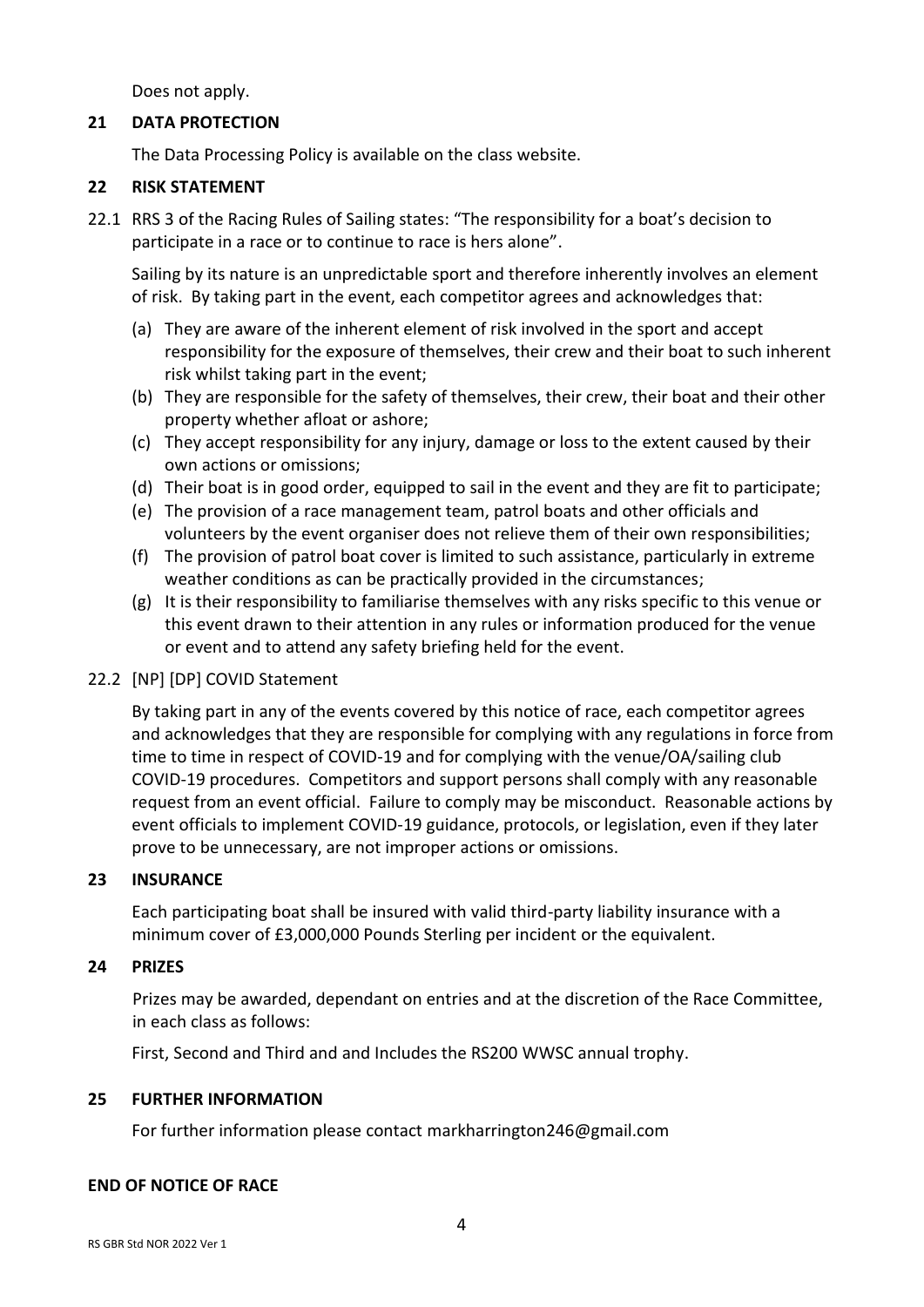Does not apply.

## 21 DATA PROTECTION

The Data Processing Policy is available on the class website.

## 22 RISK STATEMENT

22.1 RRS 3 of the Racing Rules of Sailing states: "The responsibility for a boat's decision to participate in a race or to continue to race is hers alone".

Sailing by its nature is an unpredictable sport and therefore inherently involves an element of risk. By taking part in the event, each competitor agrees and acknowledges that:

(a) They are aware of the inherent element of risk involved in the sport and accept responsibility for the exposure of themselves, their crew and their boat to such inherent risk whilst taking part in the event;
(b) They are responsible for the safety of themselves, their crew, their boat and their other property whether afloat or ashore;
(c) They accept responsibility for any injury, damage or loss to the extent caused by their own actions or omissions;
(d) Their boat is in good order, equipped to sail in the event and they are fit to participate;
(e) The provision of a race management team, patrol boats and other officials and volunteers by the event organiser does not relieve them of their own responsibilities;
(f) The provision of patrol boat cover is limited to such assistance, particularly in extreme weather conditions as can be practically provided in the circumstances;
(g) It is their responsibility to familiarise themselves with any risks specific to this venue or this event drawn to their attention in any rules or information produced for the venue or event and to attend any safety briefing held for the event.

22.2 [NP] [DP] COVID Statement

By taking part in any of the events covered by this notice of race, each competitor agrees and acknowledges that they are responsible for complying with any regulations in force from time to time in respect of COVID-19 and for complying with the venue/OA/sailing club COVID-19 procedures. Competitors and support persons shall comply with any reasonable request from an event official. Failure to comply may be misconduct. Reasonable actions by event officials to implement COVID-19 guidance, protocols, or legislation, even if they later prove to be unnecessary, are not improper actions or omissions.

## 23 INSURANCE

Each participating boat shall be insured with valid third-party liability insurance with a minimum cover of £3,000,000 Pounds Sterling per incident or the equivalent.

## 24 PRIZES

Prizes may be awarded, dependant on entries and at the discretion of the Race Committee, in each class as follows:

First, Second and Third and and Includes the RS200 WWSC annual trophy.

## 25 FURTHER INFORMATION

For further information please contact markharrington246@gmail.com

**END OF NOTICE OF RACE**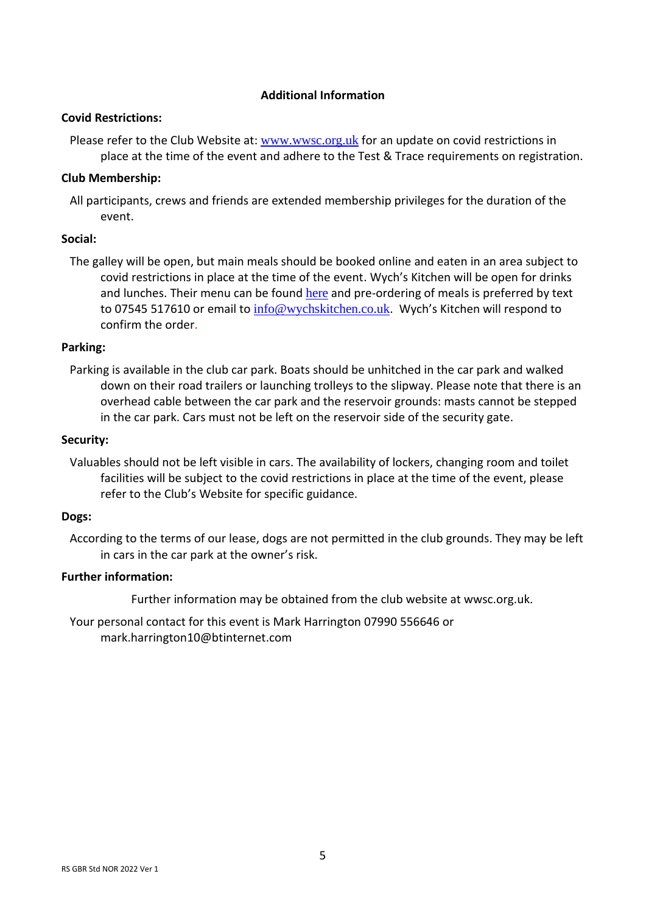## Additional Information

**Covid Restrictions:**

Please refer to the Club Website at: www.wwsc.org.uk for an update on covid restrictions in place at the time of the event and adhere to the Test & Trace requirements on registration.

**Club Membership:**

All participants, crews and friends are extended membership privileges for the duration of the event.

**Social:**

The galley will be open, but main meals should be booked online and eaten in an area subject to covid restrictions in place at the time of the event. Wych's Kitchen will be open for drinks and lunches. Their menu can be found here and pre-ordering of meals is preferred by text to 07545 517610 or email to info@wychskitchen.co.uk. Wych's Kitchen will respond to confirm the order.

**Parking:**

Parking is available in the club car park. Boats should be unhitched in the car park and walked down on their road trailers or launching trolleys to the slipway. Please note that there is an overhead cable between the car park and the reservoir grounds: masts cannot be stepped in the car park. Cars must not be left on the reservoir side of the security gate.

**Security:**

Valuables should not be left visible in cars. The availability of lockers, changing room and toilet facilities will be subject to the covid restrictions in place at the time of the event, please refer to the Club's Website for specific guidance.

**Dogs:**

According to the terms of our lease, dogs are not permitted in the club grounds. They may be left in cars in the car park at the owner's risk.

**Further information:**

Further information may be obtained from the club website at wwsc.org.uk.

Your personal contact for this event is Mark Harrington 07990 556646 or mark.harrington10@btinternet.com